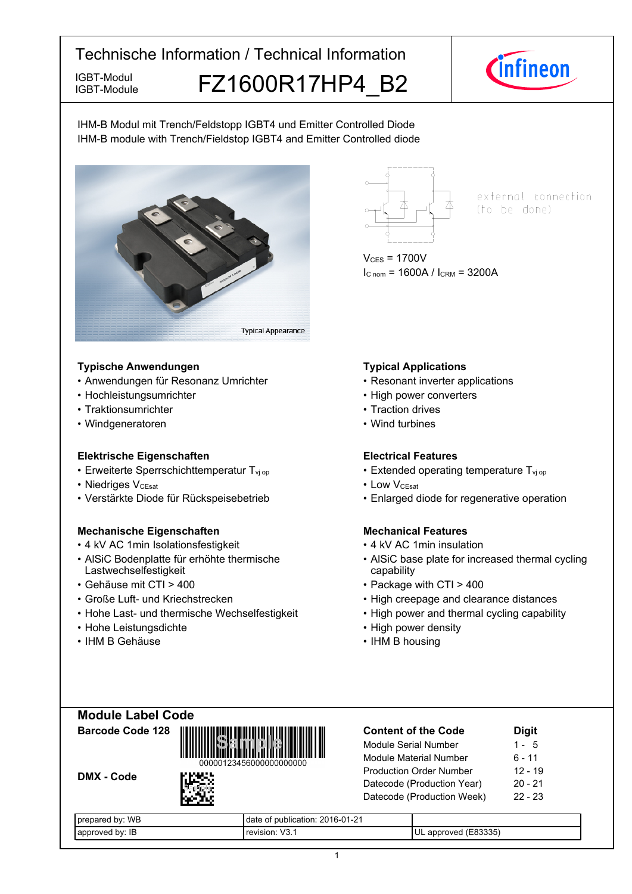# Technische Information / Technical Information

IGBT-Modul
IGBT-Module

## FZ1600R17HP4_B2

IHM-B Modul mit Trench/Feldstopp IGBT4 und Emitter Controlled Diode
IHM-B module with Trench/Fieldstop IGBT4 and Emitter Controlled diode

Typical Appearance

external connection
(to be done)

$V_{CES}$ = 1700V
$I_{C\,nom}$ = 1600A / $I_{CRM}$ = 3200A

### Typische Anwendungen

- Anwendungen für Resonanz Umrichter
- Hochleistungsumrichter
- Traktionsumrichter
- Windgeneratoren

### Typical Applications

- Resonant inverter applications
- High power converters
- Traction drives
- Wind turbines

### Elektrische Eigenschaften

- Erweiterte Sperrschichttemperatur $T_{vj\,op}$
- Niedriges $V_{CEsat}$
- Verstärkte Diode für Rückspeisebetrieb

### Electrical Features

- Extended operating temperature $T_{vj\,op}$
- Low $V_{CEsat}$
- Enlarged diode for regenerative operation

### Mechanische Eigenschaften

- 4 kV AC 1min Isolationsfestigkeit
- AlSiC Bodenplatte für erhöhte thermische Lastwechselfestigkeit
- Gehäuse mit CTI > 400
- Große Luft- und Kriechstrecken
- Hohe Last- und thermische Wechselfestigkeit
- Hohe Leistungsdichte
- IHM B Gehäuse

### Mechanical Features

- 4 kV AC 1min insulation
- AlSiC base plate for increased thermal cycling capability
- Package with CTI > 400
- High creepage and clearance distances
- High power and thermal cycling capability
- High power density
- IHM B housing

## Module Label Code

**Barcode Code 128**

00000123456000000000000

**DMX - Code**

| Content of the Code | Digit |
|---|---|
| Module Serial Number | 1 - 5 |
| Module Material Number | 6 - 11 |
| Production Order Number | 12 - 19 |
| Datecode (Production Year) | 20 - 21 |
| Datecode (Production Week) | 22 - 23 |

| prepared by: WB | date of publication: 2016-01-21 | |
|---|---|---|
| approved by: IB | revision: V3.1 | UL approved (E83335) |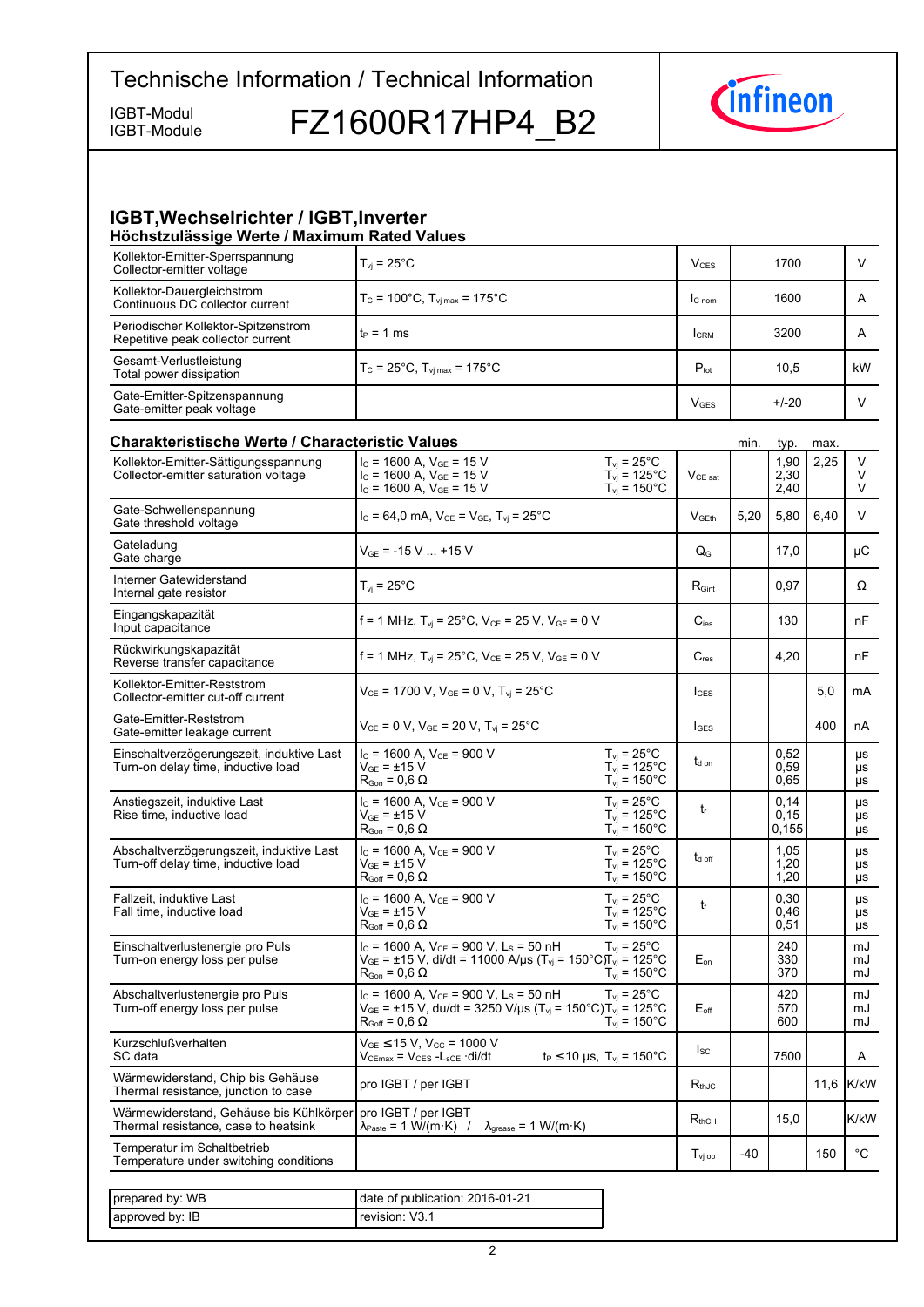# Technische Information / Technical Information

IGBT-Modul
IGBT-Module

# FZ1600R17HP4_B2

## IGBT,Wechselrichter / IGBT,Inverter

### Höchstzulässige Werte / Maximum Rated Values

| Parameter | Conditions | Symbol | Value | Unit |
|---|---|---|---|---|
| Kollektor-Emitter-Sperrspannung<br>Collector-emitter voltage | $T_{vj}$ = 25°C | $V_{CES}$ | 1700 | V |
| Kollektor-Dauergleichstrom<br>Continuous DC collector current | $T_C$ = 100°C, $T_{vj\,max}$ = 175°C | $I_{C\,nom}$ | 1600 | A |
| Periodischer Kollektor-Spitzenstrom<br>Repetitive peak collector current | $t_P$ = 1 ms | $I_{CRM}$ | 3200 | A |
| Gesamt-Verlustleistung<br>Total power dissipation | $T_C$ = 25°C, $T_{vj\,max}$ = 175°C | $P_{tot}$ | 10,5 | kW |
| Gate-Emitter-Spitzenspannung<br>Gate-emitter peak voltage | | $V_{GES}$ | +/-20 | V |

### Charakteristische Werte / Characteristic Values

| Parameter | Conditions | | Symbol | min. | typ. | max. | Unit |
|---|---|---|---|---|---|---|---|
| Kollektor-Emitter-Sättigungsspannung<br>Collector-emitter saturation voltage | $I_C$ = 1600 A, $V_{GE}$ = 15 V<br>$I_C$ = 1600 A, $V_{GE}$ = 15 V<br>$I_C$ = 1600 A, $V_{GE}$ = 15 V | $T_{vj}$ = 25°C<br>$T_{vj}$ = 125°C<br>$T_{vj}$ = 150°C | $V_{CE\,sat}$ | | 1,90<br>2,30<br>2,40 | 2,25 | V<br>V<br>V |
| Gate-Schwellenspannung<br>Gate threshold voltage | $I_C$ = 64,0 mA, $V_{CE}$ = $V_{GE}$, $T_{vj}$ = 25°C | | $V_{GEth}$ | 5,20 | 5,80 | 6,40 | V |
| Gateladung<br>Gate charge | $V_{GE}$ = -15 V ... +15 V | | $Q_G$ | | 17,0 | | µC |
| Interner Gatewiderstand<br>Internal gate resistor | $T_{vj}$ = 25°C | | $R_{Gint}$ | | 0,97 | | Ω |
| Eingangskapazität<br>Input capacitance | f = 1 MHz, $T_{vj}$ = 25°C, $V_{CE}$ = 25 V, $V_{GE}$ = 0 V | | $C_{ies}$ | | 130 | | nF |
| Rückwirkungskapazität<br>Reverse transfer capacitance | f = 1 MHz, $T_{vj}$ = 25°C, $V_{CE}$ = 25 V, $V_{GE}$ = 0 V | | $C_{res}$ | | 4,20 | | nF |
| Kollektor-Emitter-Reststrom<br>Collector-emitter cut-off current | $V_{CE}$ = 1700 V, $V_{GE}$ = 0 V, $T_{vj}$ = 25°C | | $I_{CES}$ | | | 5,0 | mA |
| Gate-Emitter-Reststrom<br>Gate-emitter leakage current | $V_{CE}$ = 0 V, $V_{GE}$ = 20 V, $T_{vj}$ = 25°C | | $I_{GES}$ | | | 400 | nA |
| Einschaltverzögerungszeit, induktive Last<br>Turn-on delay time, inductive load | $I_C$ = 1600 A, $V_{CE}$ = 900 V<br>$V_{GE}$ = ±15 V<br>$R_{Gon}$ = 0,6 Ω | $T_{vj}$ = 25°C<br>$T_{vj}$ = 125°C<br>$T_{vj}$ = 150°C | $t_{d\,on}$ | | 0,52<br>0,59<br>0,65 | | µs<br>µs<br>µs |
| Anstiegszeit, induktive Last<br>Rise time, inductive load | $I_C$ = 1600 A, $V_{CE}$ = 900 V<br>$V_{GE}$ = ±15 V<br>$R_{Gon}$ = 0,6 Ω | $T_{vj}$ = 25°C<br>$T_{vj}$ = 125°C<br>$T_{vj}$ = 150°C | $t_r$ | | 0,14<br>0,15<br>0,155 | | µs<br>µs<br>µs |
| Abschaltverzögerungszeit, induktive Last<br>Turn-off delay time, inductive load | $I_C$ = 1600 A, $V_{CE}$ = 900 V<br>$V_{GE}$ = ±15 V<br>$R_{Goff}$ = 0,6 Ω | $T_{vj}$ = 25°C<br>$T_{vj}$ = 125°C<br>$T_{vj}$ = 150°C | $t_{d\,off}$ | | 1,05<br>1,20<br>1,20 | | µs<br>µs<br>µs |
| Fallzeit, induktive Last<br>Fall time, inductive load | $I_C$ = 1600 A, $V_{CE}$ = 900 V<br>$V_{GE}$ = ±15 V<br>$R_{Goff}$ = 0,6 Ω | $T_{vj}$ = 25°C<br>$T_{vj}$ = 125°C<br>$T_{vj}$ = 150°C | $t_f$ | | 0,30<br>0,46<br>0,51 | | µs<br>µs<br>µs |
| Einschaltverlustenergie pro Puls<br>Turn-on energy loss per pulse | $I_C$ = 1600 A, $V_{CE}$ = 900 V, $L_S$ = 50 nH<br>$V_{GE}$ = ±15 V, di/dt = 11000 A/µs ($T_{vj}$ = 150°C)<br>$R_{Gon}$ = 0,6 Ω | $T_{vj}$ = 25°C<br>$T_{vj}$ = 125°C<br>$T_{vj}$ = 150°C | $E_{on}$ | | 240<br>330<br>370 | | mJ<br>mJ<br>mJ |
| Abschaltverlustenergie pro Puls<br>Turn-off energy loss per pulse | $I_C$ = 1600 A, $V_{CE}$ = 900 V, $L_S$ = 50 nH<br>$V_{GE}$ = ±15 V, du/dt = 3250 V/µs ($T_{vj}$ = 150°C)<br>$R_{Goff}$ = 0,6 Ω | $T_{vj}$ = 25°C<br>$T_{vj}$ = 125°C<br>$T_{vj}$ = 150°C | $E_{off}$ | | 420<br>570<br>600 | | mJ<br>mJ<br>mJ |
| Kurzschlußverhalten<br>SC data | $V_{GE}$ ≤15 V, $V_{CC}$ = 1000 V<br>$V_{CEmax}$ = $V_{CES}$ -$L_{sCE}$ ·di/dt | $t_P$ ≤10 µs, $T_{vj}$ = 150°C | $I_{SC}$ | | 7500 | | A |
| Wärmewiderstand, Chip bis Gehäuse<br>Thermal resistance, junction to case | pro IGBT / per IGBT | | $R_{thJC}$ | | | 11,6 | K/kW |
| Wärmewiderstand, Gehäuse bis Kühlkörper<br>Thermal resistance, case to heatsink | pro IGBT / per IGBT<br>$\lambda_{Paste}$ = 1 W/(m·K) / $\lambda_{grease}$ = 1 W/(m·K) | | $R_{thCH}$ | | 15,0 | | K/kW |
| Temperatur im Schaltbetrieb<br>Temperature under switching conditions | | | $T_{vj\,op}$ | -40 | | 150 | °C |

| | |
|---|---|
| prepared by: WB | date of publication: 2016-01-21 |
| approved by: IB | revision: V3.1 |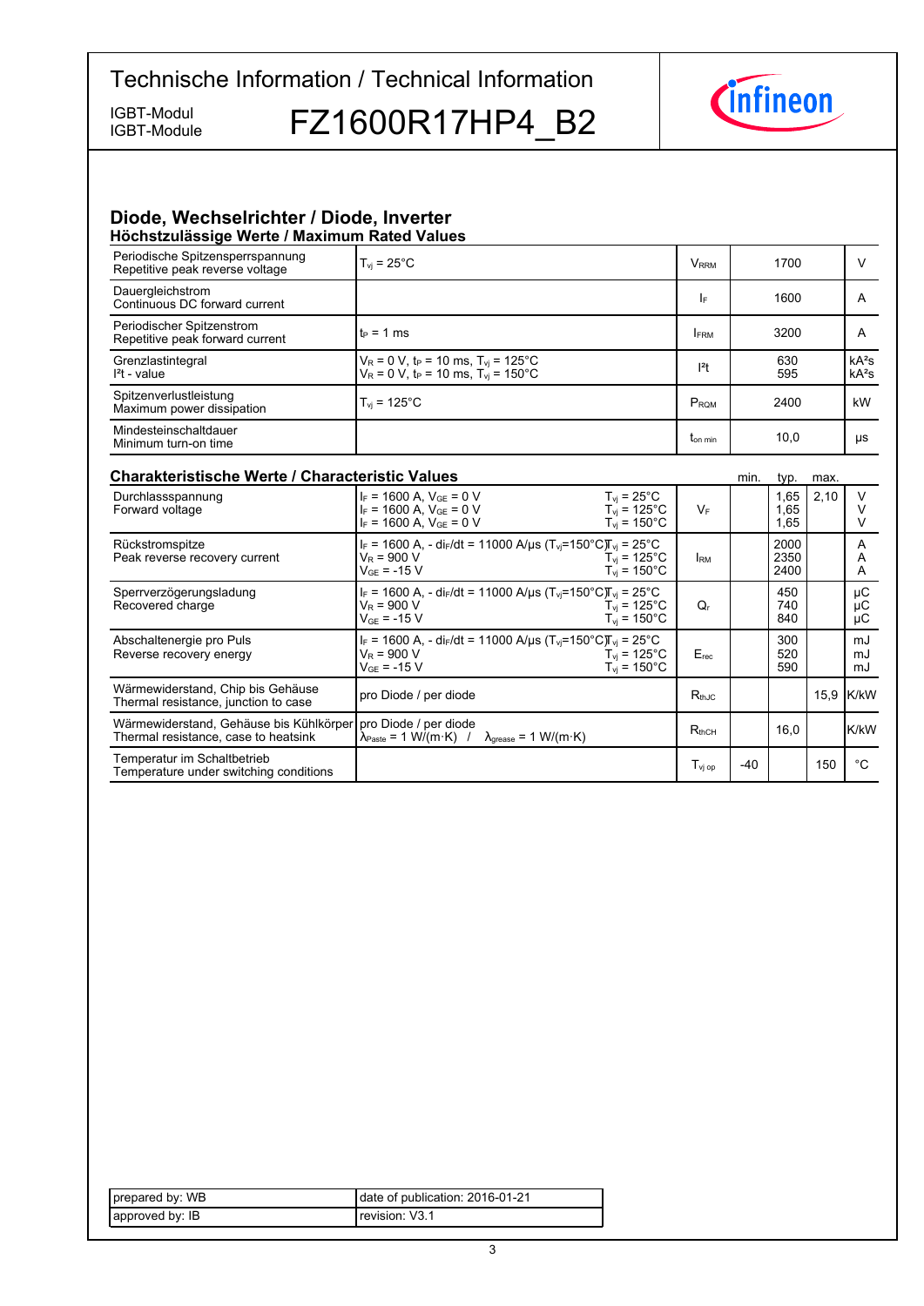# Technische Information / Technical Information

IGBT-Modul
IGBT-Module

## FZ1600R17HP4_B2

## Diode, Wechselrichter / Diode, Inverter

### Höchstzulässige Werte / Maximum Rated Values

| | | | | |
|---|---|---|---|---|
| Periodische Spitzensperrspannung<br>Repetitive peak reverse voltage | $T_{vj}$ = 25°C | $V_{RRM}$ | 1700 | V |
| Dauergleichstrom<br>Continuous DC forward current | | $I_F$ | 1600 | A |
| Periodischer Spitzenstrom<br>Repetitive peak forward current | $t_P$ = 1 ms | $I_{FRM}$ | 3200 | A |
| Grenzlastintegral<br>$I^2t$ - value | $V_R$ = 0 V, $t_P$ = 10 ms, $T_{vj}$ = 125°C<br>$V_R$ = 0 V, $t_P$ = 10 ms, $T_{vj}$ = 150°C | $I^2t$ | 630<br>595 | $kA^2s$<br>$kA^2s$ |
| Spitzenverlustleistung<br>Maximum power dissipation | $T_{vj}$ = 125°C | $P_{RQM}$ | 2400 | kW |
| Mindesteinschaltdauer<br>Minimum turn-on time | | $t_{on\ min}$ | 10,0 | µs |

### Charakteristische Werte / Characteristic Values

| | | | | min. | typ. | max. | |
|---|---|---|---|---|---|---|---|
| Durchlassspannung<br>Forward voltage | $I_F$ = 1600 A, $V_{GE}$ = 0 V<br>$I_F$ = 1600 A, $V_{GE}$ = 0 V<br>$I_F$ = 1600 A, $V_{GE}$ = 0 V | $T_{vj}$ = 25°C<br>$T_{vj}$ = 125°C<br>$T_{vj}$ = 150°C | $V_F$ | | 1,65<br>1,65<br>1,65 | 2,10 | V<br>V<br>V |
| Rückstromspitze<br>Peak reverse recovery current | $I_F$ = 1600 A, - $di_F/dt$ = 11000 A/µs ($T_{vj}$=150°C)<br>$V_R$ = 900 V<br>$V_{GE}$ = -15 V | $T_{vj}$ = 25°C<br>$T_{vj}$ = 125°C<br>$T_{vj}$ = 150°C | $I_{RM}$ | | 2000<br>2350<br>2400 | | A<br>A<br>A |
| Sperrverzögerungsladung<br>Recovered charge | $I_F$ = 1600 A, - $di_F/dt$ = 11000 A/µs ($T_{vj}$=150°C)<br>$V_R$ = 900 V<br>$V_{GE}$ = -15 V | $T_{vj}$ = 25°C<br>$T_{vj}$ = 125°C<br>$T_{vj}$ = 150°C | $Q_r$ | | 450<br>740<br>840 | | µC<br>µC<br>µC |
| Abschaltenergie pro Puls<br>Reverse recovery energy | $I_F$ = 1600 A, - $di_F/dt$ = 11000 A/µs ($T_{vj}$=150°C)<br>$V_R$ = 900 V<br>$V_{GE}$ = -15 V | $T_{vj}$ = 25°C<br>$T_{vj}$ = 125°C<br>$T_{vj}$ = 150°C | $E_{rec}$ | | 300<br>520<br>590 | | mJ<br>mJ<br>mJ |
| Wärmewiderstand, Chip bis Gehäuse<br>Thermal resistance, junction to case | pro Diode / per diode | | $R_{thJC}$ | | | 15,9 | K/kW |
| Wärmewiderstand, Gehäuse bis Kühlkörper<br>Thermal resistance, case to heatsink | pro Diode / per diode<br>$\lambda_{Paste}$ = 1 W/(m·K) / $\lambda_{grease}$ = 1 W/(m·K) | | $R_{thCH}$ | | 16,0 | | K/kW |
| Temperatur im Schaltbetrieb<br>Temperature under switching conditions | | | $T_{vj\ op}$ | -40 | | 150 | °C |

| | |
|---|---|
| prepared by: WB | date of publication: 2016-01-21 |
| approved by: IB | revision: V3.1 |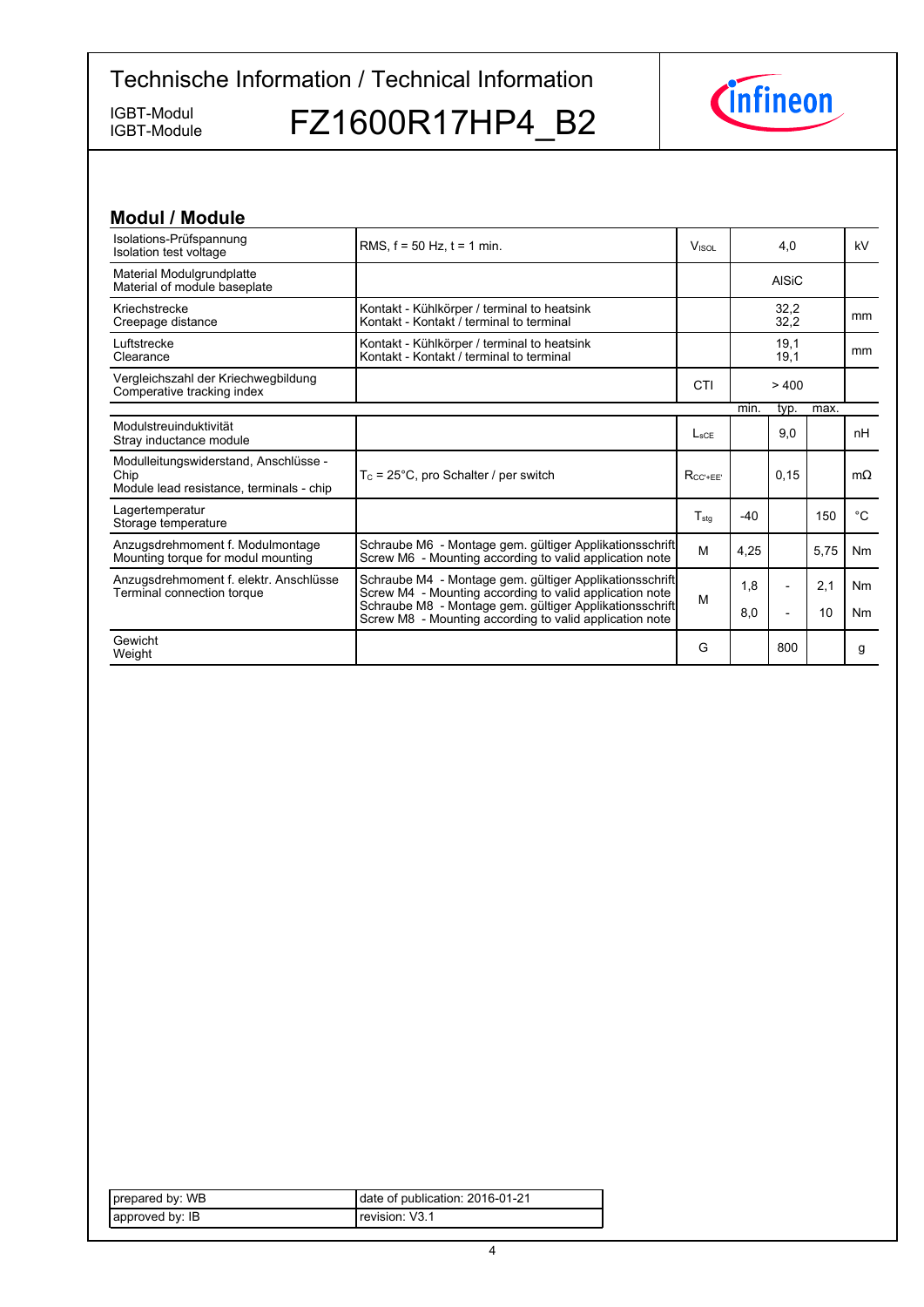# Technische Information / Technical Information

IGBT-Modul
IGBT-Module

# FZ1600R17HP4_B2

## Modul / Module

| | | | | | | |
|---|---|---|---|---|---|---|
| Isolations-Prüfspannung<br>Isolation test voltage | RMS, f = 50 Hz, t = 1 min. | $V_{ISOL}$ | | 4,0 | | kV |
| Material Modulgrundplatte<br>Material of module baseplate | | | | AlSiC | | |
| Kriechstrecke<br>Creepage distance | Kontakt - Kühlkörper / terminal to heatsink<br>Kontakt - Kontakt / terminal to terminal | | | 32,2<br>32,2 | | mm |
| Luftstrecke<br>Clearance | Kontakt - Kühlkörper / terminal to heatsink<br>Kontakt - Kontakt / terminal to terminal | | | 19,1<br>19,1 | | mm |
| Vergleichszahl der Kriechwegbildung<br>Comperative tracking index | | CTI | | > 400 | | |
| | | | min. | typ. | max. | |
| Modulstreuinduktivität<br>Stray inductance module | | $L_{sCE}$ | | 9,0 | | nH |
| Modulleitungswiderstand, Anschlüsse - Chip<br>Module lead resistance, terminals - chip | $T_C$ = 25°C, pro Schalter / per switch | $R_{CC'+EE'}$ | | 0,15 | | mΩ |
| Lagertemperatur<br>Storage temperature | | $T_{stg}$ | -40 | | 150 | °C |
| Anzugsdrehmoment f. Modulmontage<br>Mounting torque for modul mounting | Schraube M6 - Montage gem. gültiger Applikationsschrift<br>Screw M6 - Mounting according to valid application note | M | 4,25 | | 5,75 | Nm |
| Anzugsdrehmoment f. elektr. Anschlüsse<br>Terminal connection torque | Schraube M4 - Montage gem. gültiger Applikationsschrift<br>Screw M4 - Mounting according to valid application note<br>Schraube M8 - Montage gem. gültiger Applikationsschrift<br>Screw M8 - Mounting according to valid application note | M | 1,8<br>8,0 | -<br>- | 2,1<br>10 | Nm<br>Nm |
| Gewicht<br>Weight | | G | | 800 | | g |

| | |
|---|---|
| prepared by: WB | date of publication: 2016-01-21 |
| approved by: IB | revision: V3.1 |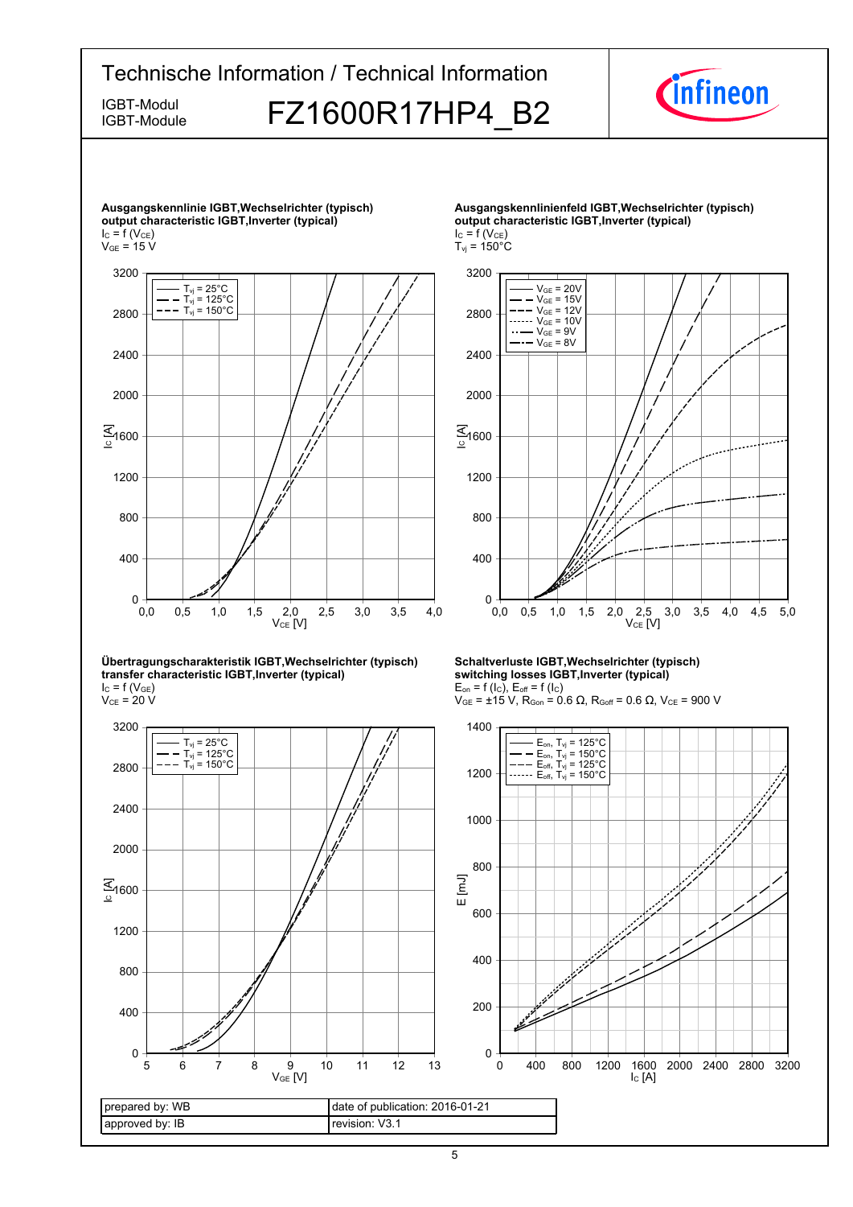**Ausgangskennlinie IGBT,Wechselrichter (typisch)**
**output characteristic IGBT,Inverter (typical)**
$I_C = f(V_{CE})$
$V_{GE} = 15$ V

**Ausgangskennlinienfeld IGBT,Wechselrichter (typisch)**
**output characteristic IGBT,Inverter (typical)**
$I_C = f(V_{CE})$
$T_{vj} = 150°C$

**Übertragungscharakteristik IGBT,Wechselrichter (typisch)**
**transfer characteristic IGBT,Inverter (typical)**
$I_C = f(V_{GE})$
$V_{CE} = 20$ V

**Schaltverluste IGBT,Wechselrichter (typisch)**
**switching losses IGBT,Inverter (typical)**
$E_{on} = f(I_C)$, $E_{off} = f(I_C)$
$V_{GE} = \pm15$ V, $R_{Gon} = 0.6$ Ω, $R_{Goff} = 0.6$ Ω, $V_{CE} = 900$ V

| prepared by: WB | date of publication: 2016-01-21 |
|---|---|
| approved by: IB | revision: V3.1 |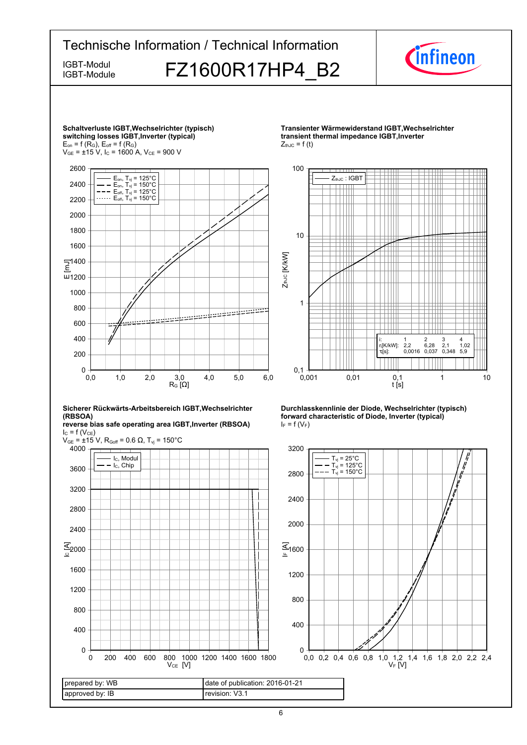**Schaltverluste IGBT,Wechselrichter (typisch)**
**switching losses IGBT,Inverter (typical)**
$E_{on} = f(R_G)$, $E_{off} = f(R_G)$
$V_{GE} = \pm 15$ V, $I_C = 1600$ A, $V_{CE} = 900$ V

- $E_{on}$, $T_{vj} = 125°C$
- $E_{on}$, $T_{vj} = 150°C$
- $E_{off}$, $T_{vj} = 125°C$
- $E_{off}$, $T_{vj} = 150°C$

E [mJ] vs. $R_G$ [Ω]

**Transienter Wärmewiderstand IGBT,Wechselrichter**
**transient thermal impedance IGBT,Inverter**
$Z_{thJC} = f(t)$

$Z_{thJC}$ : IGBT

$Z_{thJC}$ [K/kW] vs. t [s]

| i: | 1 | 2 | 3 | 4 |
|---|---|---|---|---|
| $r_i$[K/kW]: | 2,2 | 6,28 | 2,1 | 1,02 |
| $\tau_i$[s]: | 0,0016 | 0,037 | 0,348 | 5,9 |

**Sicherer Rückwärts-Arbeitsbereich IGBT,Wechselrichter (RBSOA)**
**reverse bias safe operating area IGBT,Inverter (RBSOA)**
$I_C = f(V_{CE})$
$V_{GE} = \pm 15$ V, $R_{Goff} = 0.6$ Ω, $T_{vj} = 150°C$

- $I_C$, Modul
- $I_C$, Chip

$I_C$ [A] vs. $V_{CE}$ [V]

**Durchlasskennlinie der Diode, Wechselrichter (typisch)**
**forward characteristic of Diode, Inverter (typical)**
$I_F = f(V_F)$

- $T_{vj} = 25°C$
- $T_{vj} = 125°C$
- $T_{vj} = 150°C$

$I_F$ [A] vs. $V_F$ [V]

| prepared by: WB | date of publication: 2016-01-21 |
|---|---|
| approved by: IB | revision: V3.1 |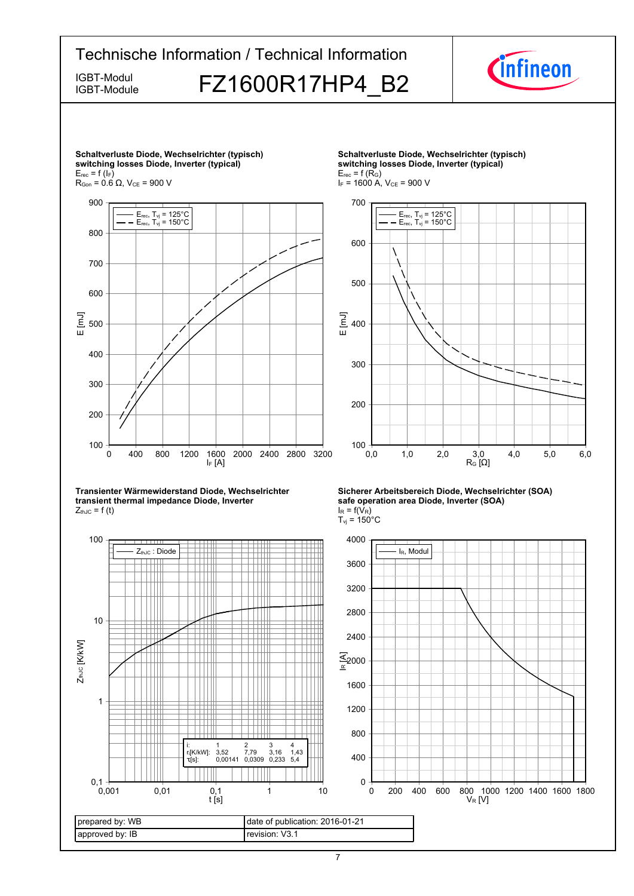**Schaltverluste Diode, Wechselrichter (typisch)**
**switching losses Diode, Inverter (typical)**
$E_{rec} = f(I_F)$
$R_{Gon} = 0.6\ \Omega$, $V_{CE} = 900$ V

— $E_{rec}$, $T_{vj} = 125°C$
- - $E_{rec}$, $T_{vj} = 150°C$

E [mJ] vs. $I_F$ [A]

**Schaltverluste Diode, Wechselrichter (typisch)**
**switching losses Diode, Inverter (typical)**
$E_{rec} = f(R_G)$
$I_F = 1600$ A, $V_{CE} = 900$ V

— $E_{rec}$, $T_{vj} = 125°C$
- - $E_{rec}$, $T_{vj} = 150°C$

E [mJ] vs. $R_G$ [Ω]

**Transienter Wärmewiderstand Diode, Wechselrichter**
**transient thermal impedance Diode, Inverter**
$Z_{thJC} = f(t)$

— $Z_{thJC}$ : Diode

| i: | 1 | 2 | 3 | 4 |
|---|---|---|---|---|
| $r_i$[K/kW]: | 3,52 | 7,79 | 3,16 | 1,43 |
| $\tau_i$[s]: | 0,00141 | 0,0309 | 0,233 | 5,4 |

$Z_{thJC}$ [K/kW] vs. t [s]

**Sicherer Arbeitsbereich Diode, Wechselrichter (SOA)**
**safe operation area Diode, Inverter (SOA)**
$I_R = f(V_R)$
$T_{vj} = 150°C$

— $I_R$, Modul

$I_R$ [A] vs. $V_R$ [V]

| prepared by: WB | date of publication: 2016-01-21 |
|---|---|
| approved by: IB | revision: V3.1 |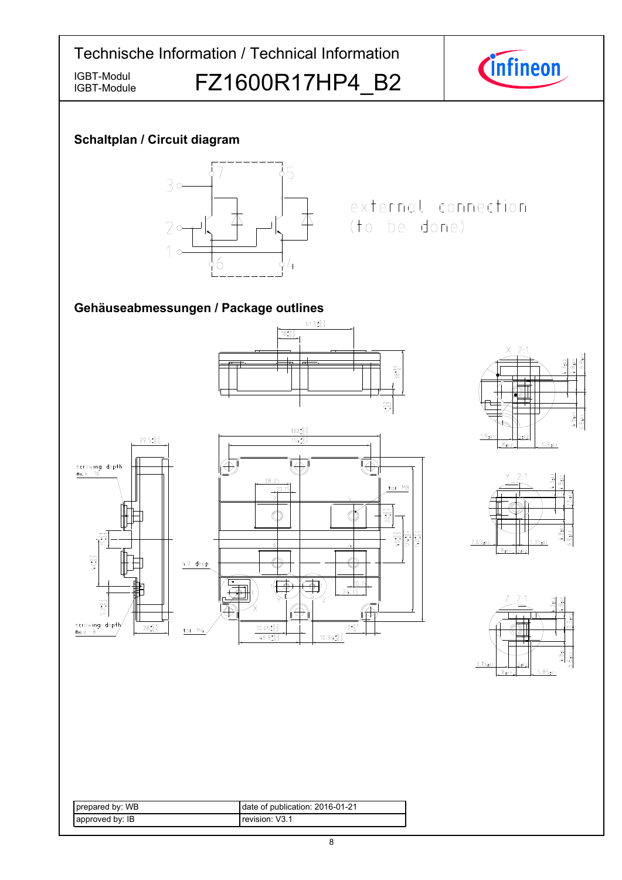# Technische Information / Technical Information

IGBT-Modul
IGBT-Module

**FZ1600R17HP4_B2**

## Schaltplan / Circuit diagram

external connection
(to be done)

## Gehäuseabmessungen / Package outlines

| prepared by: WB | date of publication: 2016-01-21 |
| --- | --- |
| approved by: IB | revision: V3.1 |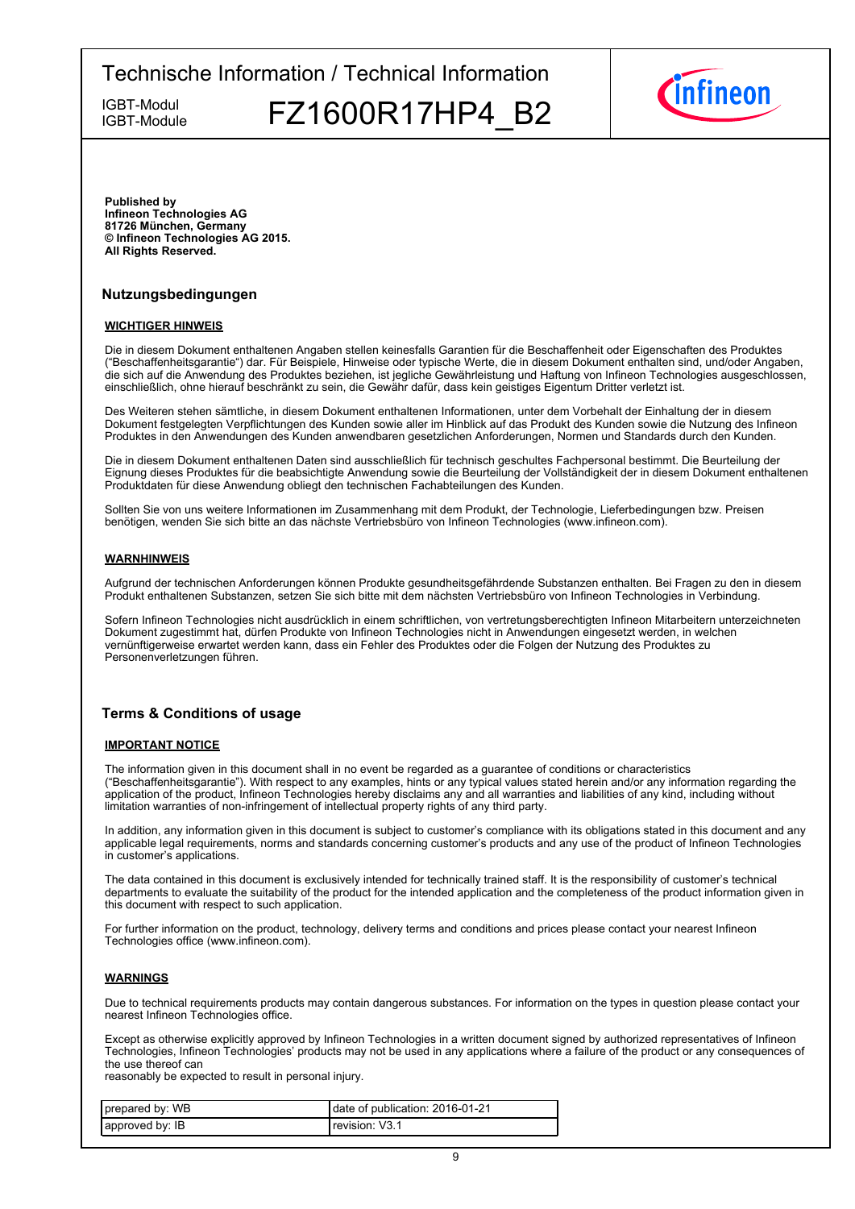**Published by**
**Infineon Technologies AG**
**81726 München, Germany**
**© Infineon Technologies AG 2015.**
**All Rights Reserved.**

## Nutzungsbedingungen

**WICHTIGER HINWEIS**

Die in diesem Dokument enthaltenen Angaben stellen keinesfalls Garantien für die Beschaffenheit oder Eigenschaften des Produktes ("Beschaffenheitsgarantie") dar. Für Beispiele, Hinweise oder typische Werte, die in diesem Dokument enthalten sind, und/oder Angaben, die sich auf die Anwendung des Produktes beziehen, ist jegliche Gewährleistung und Haftung von Infineon Technologies ausgeschlossen, einschließlich, ohne hierauf beschränkt zu sein, die Gewähr dafür, dass kein geistiges Eigentum Dritter verletzt ist.

Des Weiteren stehen sämtliche, in diesem Dokument enthaltenen Informationen, unter dem Vorbehalt der Einhaltung der in diesem Dokument festgelegten Verpflichtungen des Kunden sowie aller im Hinblick auf das Produkt des Kunden sowie die Nutzung des Infineon Produktes in den Anwendungen des Kunden anwendbaren gesetzlichen Anforderungen, Normen und Standards durch den Kunden.

Die in diesem Dokument enthaltenen Daten sind ausschließlich für technisch geschultes Fachpersonal bestimmt. Die Beurteilung der Eignung dieses Produktes für die beabsichtigte Anwendung sowie die Beurteilung der Vollständigkeit der in diesem Dokument enthaltenen Produktdaten für diese Anwendung obliegt den technischen Fachabteilungen des Kunden.

Sollten Sie von uns weitere Informationen im Zusammenhang mit dem Produkt, der Technologie, Lieferbedingungen bzw. Preisen benötigen, wenden Sie sich bitte an das nächste Vertriebsbüro von Infineon Technologies (www.infineon.com).

**WARNHINWEIS**

Aufgrund der technischen Anforderungen können Produkte gesundheitsgefährdende Substanzen enthalten. Bei Fragen zu den in diesem Produkt enthaltenen Substanzen, setzen Sie sich bitte mit dem nächsten Vertriebsbüro von Infineon Technologies in Verbindung.

Sofern Infineon Technologies nicht ausdrücklich in einem schriftlichen, von vertretungsberechtigten Infineon Mitarbeitern unterzeichneten Dokument zugestimmt hat, dürfen Produkte von Infineon Technologies nicht in Anwendungen eingesetzt werden, in welchen vernünftigerweise erwartet werden kann, dass ein Fehler des Produktes oder die Folgen der Nutzung des Produktes zu Personenverletzungen führen.

## Terms & Conditions of usage

**IMPORTANT NOTICE**

The information given in this document shall in no event be regarded as a guarantee of conditions or characteristics ("Beschaffenheitsgarantie"). With respect to any examples, hints or any typical values stated herein and/or any information regarding the application of the product, Infineon Technologies hereby disclaims any and all warranties and liabilities of any kind, including without limitation warranties of non-infringement of intellectual property rights of any third party.

In addition, any information given in this document is subject to customer's compliance with its obligations stated in this document and any applicable legal requirements, norms and standards concerning customer's products and any use of the product of Infineon Technologies in customer's applications.

The data contained in this document is exclusively intended for technically trained staff. It is the responsibility of customer's technical departments to evaluate the suitability of the product for the intended application and the completeness of the product information given in this document with respect to such application.

For further information on the product, technology, delivery terms and conditions and prices please contact your nearest Infineon Technologies office (www.infineon.com).

**WARNINGS**

Due to technical requirements products may contain dangerous substances. For information on the types in question please contact your nearest Infineon Technologies office.

Except as otherwise explicitly approved by Infineon Technologies in a written document signed by authorized representatives of Infineon Technologies, Infineon Technologies' products may not be used in any applications where a failure of the product or any consequences of the use thereof can
reasonably be expected to result in personal injury.

| | |
|---|---|
| prepared by: WB | date of publication: 2016-01-21 |
| approved by: IB | revision: V3.1 |